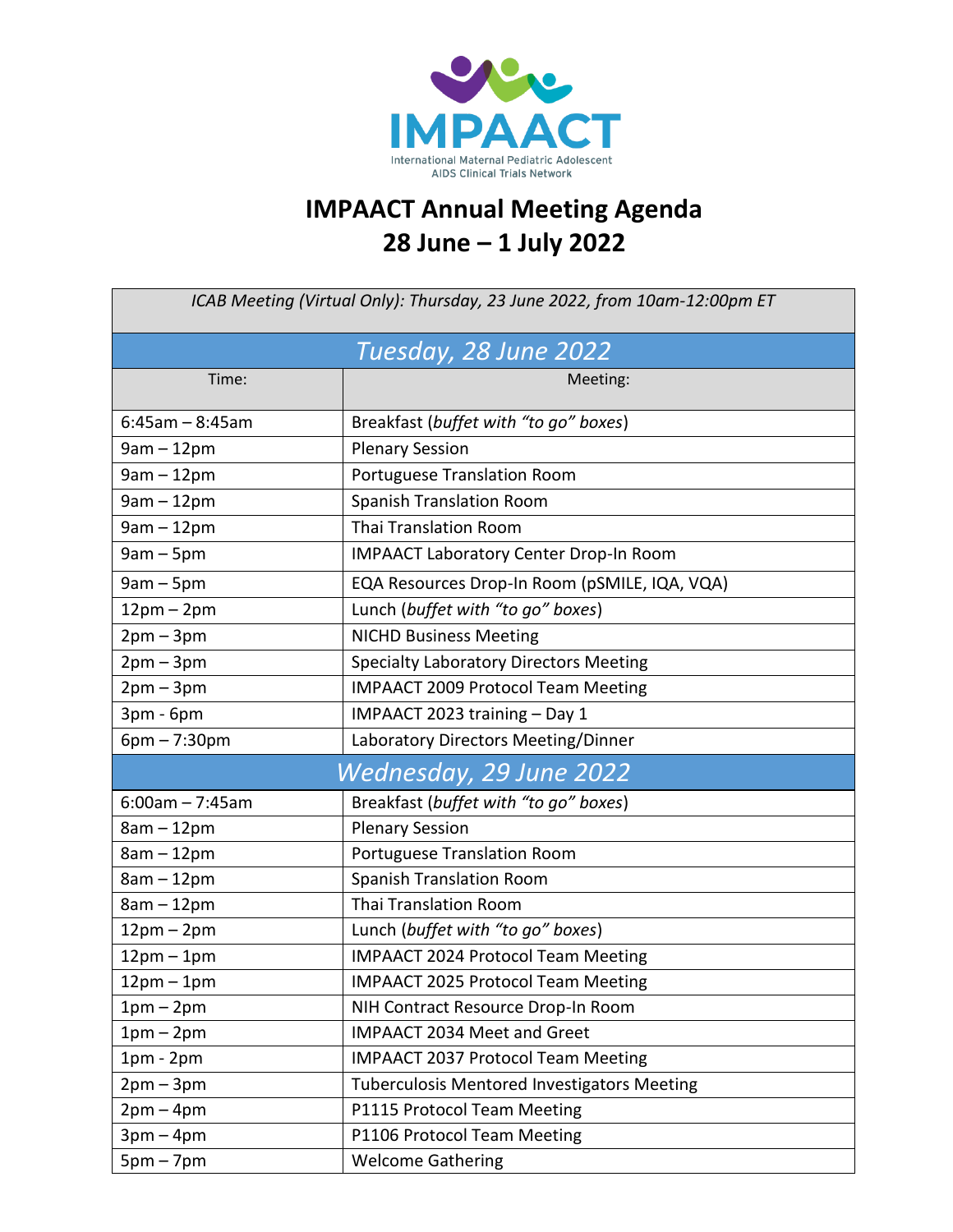IMPAACT

International Maternal Pediatric Adolescent AIDS Clinical Trials Network

# IMPAACT Annual Meeting Agenda
# 28 June – 1 July 2022

| *ICAB Meeting (Virtual Only): Thursday, 23 June 2022, from 10am-12:00pm ET* | |
|---|---|
| ***Tuesday, 28 June 2022*** | |
| Time: | Meeting: |
| 6:45am – 8:45am | Breakfast (*buffet with "to go" boxes*) |
| 9am – 12pm | Plenary Session |
| 9am – 12pm | Portuguese Translation Room |
| 9am – 12pm | Spanish Translation Room |
| 9am – 12pm | Thai Translation Room |
| 9am – 5pm | IMPAACT Laboratory Center Drop-In Room |
| 9am – 5pm | EQA Resources Drop-In Room (pSMILE, IQA, VQA) |
| 12pm – 2pm | Lunch (*buffet with "to go" boxes*) |
| 2pm – 3pm | NICHD Business Meeting |
| 2pm – 3pm | Specialty Laboratory Directors Meeting |
| 2pm – 3pm | IMPAACT 2009 Protocol Team Meeting |
| 3pm - 6pm | IMPAACT 2023 training – Day 1 |
| 6pm – 7:30pm | Laboratory Directors Meeting/Dinner |
| ***Wednesday, 29 June 2022*** | |
| 6:00am – 7:45am | Breakfast (*buffet with "to go" boxes*) |
| 8am – 12pm | Plenary Session |
| 8am – 12pm | Portuguese Translation Room |
| 8am – 12pm | Spanish Translation Room |
| 8am – 12pm | Thai Translation Room |
| 12pm – 2pm | Lunch (*buffet with "to go" boxes*) |
| 12pm – 1pm | IMPAACT 2024 Protocol Team Meeting |
| 12pm – 1pm | IMPAACT 2025 Protocol Team Meeting |
| 1pm – 2pm | NIH Contract Resource Drop-In Room |
| 1pm – 2pm | IMPAACT 2034 Meet and Greet |
| 1pm - 2pm | IMPAACT 2037 Protocol Team Meeting |
| 2pm – 3pm | Tuberculosis Mentored Investigators Meeting |
| 2pm – 4pm | P1115 Protocol Team Meeting |
| 3pm – 4pm | P1106 Protocol Team Meeting |
| 5pm – 7pm | Welcome Gathering |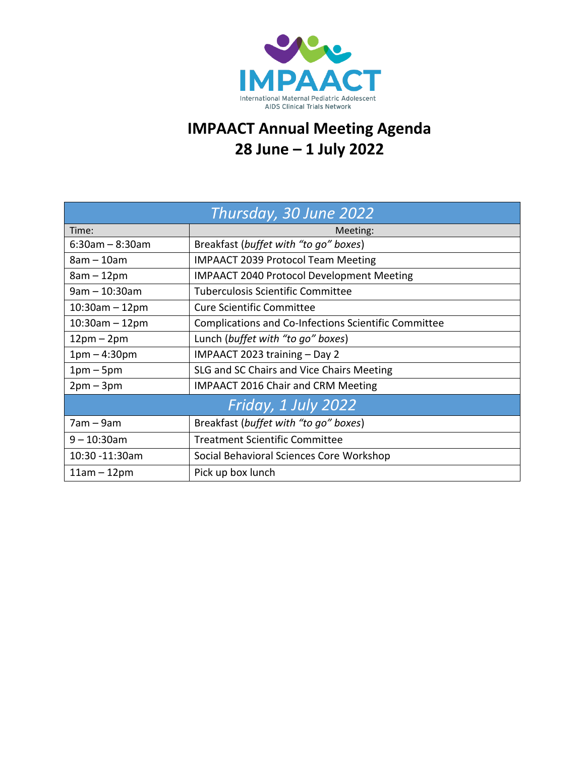IMPAACT

International Maternal Pediatric Adolescent AIDS Clinical Trials Network

# IMPAACT Annual Meeting Agenda
# 28 June – 1 July 2022

| *Thursday, 30 June 2022* | |
|---|---|
| Time: | Meeting: |
| 6:30am – 8:30am | Breakfast (*buffet with "to go" boxes*) |
| 8am – 10am | IMPAACT 2039 Protocol Team Meeting |
| 8am – 12pm | IMPAACT 2040 Protocol Development Meeting |
| 9am – 10:30am | Tuberculosis Scientific Committee |
| 10:30am – 12pm | Cure Scientific Committee |
| 10:30am – 12pm | Complications and Co-Infections Scientific Committee |
| 12pm – 2pm | Lunch (*buffet with "to go" boxes*) |
| 1pm – 4:30pm | IMPAACT 2023 training – Day 2 |
| 1pm – 5pm | SLG and SC Chairs and Vice Chairs Meeting |
| 2pm – 3pm | IMPAACT 2016 Chair and CRM Meeting |
| *Friday, 1 July 2022* | |
| 7am – 9am | Breakfast (*buffet with "to go" boxes*) |
| 9 – 10:30am | Treatment Scientific Committee |
| 10:30 -11:30am | Social Behavioral Sciences Core Workshop |
| 11am – 12pm | Pick up box lunch |